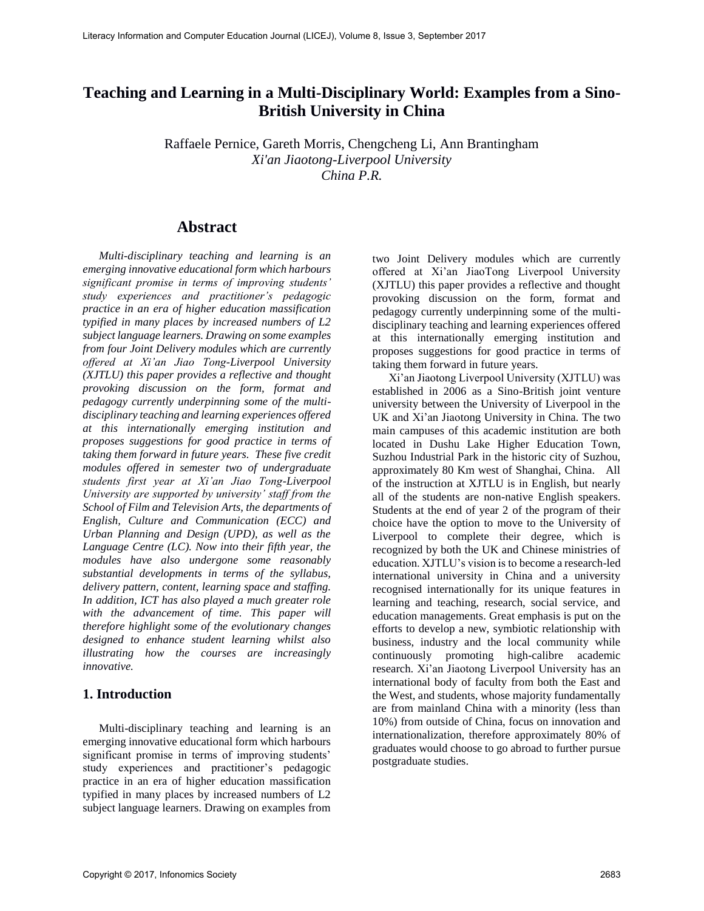# Teaching and Learning in a Multi-Disciplinary World: Examples from a Sino-British University in China

Raffaele Pernice, Gareth Morris, Chengcheng Li, Ann Brantingham
*Xi'an Jiaotong-Liverpool University*
*China P.R.*

## Abstract

*Multi-disciplinary teaching and learning is an emerging innovative educational form which harbours significant promise in terms of improving students' study experiences and practitioner's pedagogic practice in an era of higher education massification typified in many places by increased numbers of L2 subject language learners. Drawing on some examples from four Joint Delivery modules which are currently offered at Xi'an Jiao Tong-Liverpool University (XJTLU) this paper provides a reflective and thought provoking discussion on the form, format and pedagogy currently underpinning some of the multi-disciplinary teaching and learning experiences offered at this internationally emerging institution and proposes suggestions for good practice in terms of taking them forward in future years. These five credit modules offered in semester two of undergraduate students first year at Xi'an Jiao Tong-Liverpool University are supported by university' staff from the School of Film and Television Arts, the departments of English, Culture and Communication (ECC) and Urban Planning and Design (UPD), as well as the Language Centre (LC). Now into their fifth year, the modules have also undergone some reasonably substantial developments in terms of the syllabus, delivery pattern, content, learning space and staffing. In addition, ICT has also played a much greater role with the advancement of time. This paper will therefore highlight some of the evolutionary changes designed to enhance student learning whilst also illustrating how the courses are increasingly innovative.*

## 1. Introduction

Multi-disciplinary teaching and learning is an emerging innovative educational form which harbours significant promise in terms of improving students' study experiences and practitioner's pedagogic practice in an era of higher education massification typified in many places by increased numbers of L2 subject language learners. Drawing on examples from two Joint Delivery modules which are currently offered at Xi'an JiaoTong Liverpool University (XJTLU) this paper provides a reflective and thought provoking discussion on the form, format and pedagogy currently underpinning some of the multi-disciplinary teaching and learning experiences offered at this internationally emerging institution and proposes suggestions for good practice in terms of taking them forward in future years.

Xi'an Jiaotong Liverpool University (XJTLU) was established in 2006 as a Sino-British joint venture university between the University of Liverpool in the UK and Xi'an Jiaotong University in China. The two main campuses of this academic institution are both located in Dushu Lake Higher Education Town, Suzhou Industrial Park in the historic city of Suzhou, approximately 80 Km west of Shanghai, China. All of the instruction at XJTLU is in English, but nearly all of the students are non-native English speakers. Students at the end of year 2 of the program of their choice have the option to move to the University of Liverpool to complete their degree, which is recognized by both the UK and Chinese ministries of education. XJTLU's vision is to become a research-led international university in China and a university recognised internationally for its unique features in learning and teaching, research, social service, and education managements. Great emphasis is put on the efforts to develop a new, symbiotic relationship with business, industry and the local community while continuously promoting high-calibre academic research. Xi'an Jiaotong Liverpool University has an international body of faculty from both the East and the West, and students, whose majority fundamentally are from mainland China with a minority (less than 10%) from outside of China, focus on innovation and internationalization, therefore approximately 80% of graduates would choose to go abroad to further pursue postgraduate studies.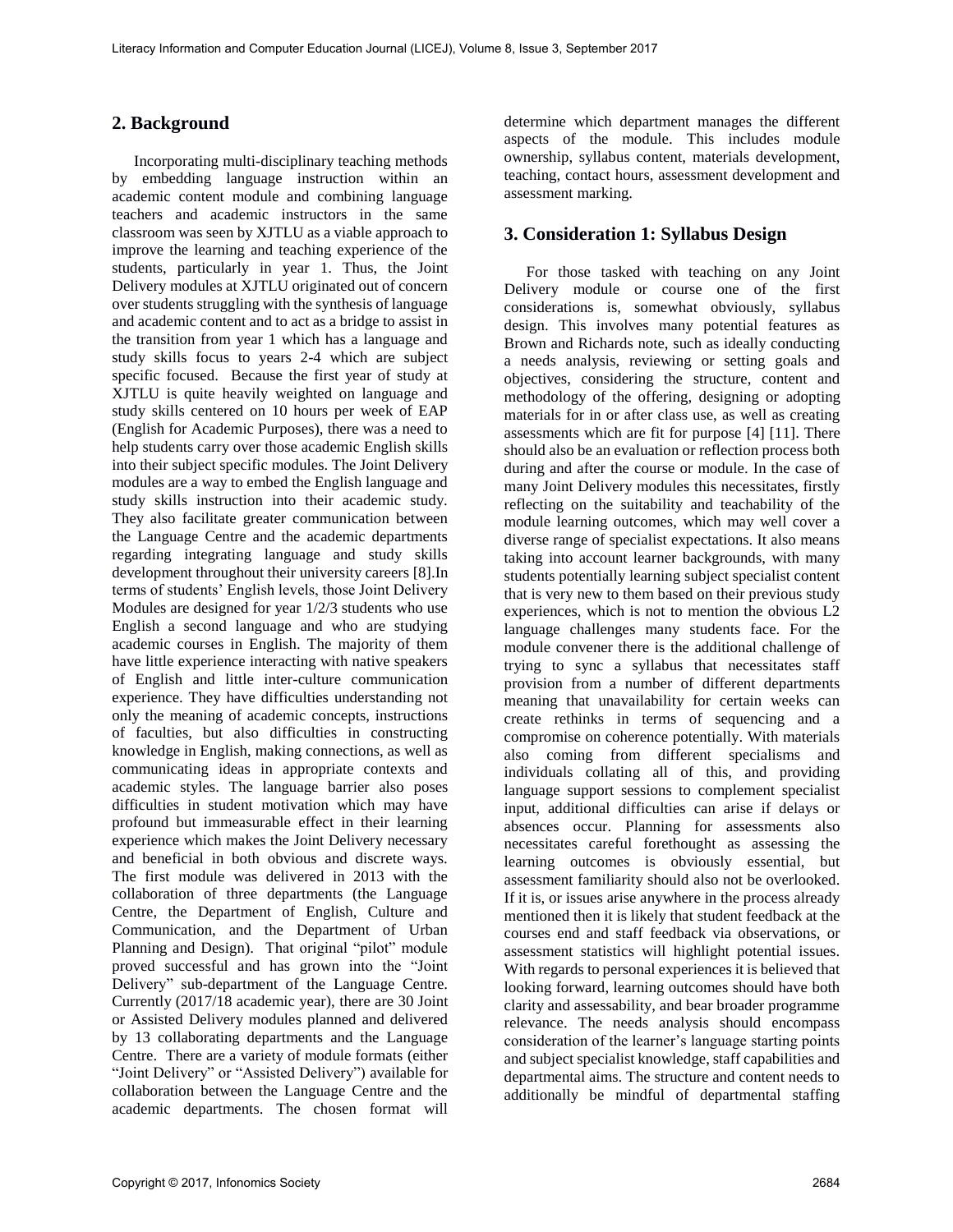## 2. Background

Incorporating multi-disciplinary teaching methods by embedding language instruction within an academic content module and combining language teachers and academic instructors in the same classroom was seen by XJTLU as a viable approach to improve the learning and teaching experience of the students, particularly in year 1. Thus, the Joint Delivery modules at XJTLU originated out of concern over students struggling with the synthesis of language and academic content and to act as a bridge to assist in the transition from year 1 which has a language and study skills focus to years 2-4 which are subject specific focused. Because the first year of study at XJTLU is quite heavily weighted on language and study skills centered on 10 hours per week of EAP (English for Academic Purposes), there was a need to help students carry over those academic English skills into their subject specific modules. The Joint Delivery modules are a way to embed the English language and study skills instruction into their academic study. They also facilitate greater communication between the Language Centre and the academic departments regarding integrating language and study skills development throughout their university careers [8].In terms of students' English levels, those Joint Delivery Modules are designed for year 1/2/3 students who use English a second language and who are studying academic courses in English. The majority of them have little experience interacting with native speakers of English and little inter-culture communication experience. They have difficulties understanding not only the meaning of academic concepts, instructions of faculties, but also difficulties in constructing knowledge in English, making connections, as well as communicating ideas in appropriate contexts and academic styles. The language barrier also poses difficulties in student motivation which may have profound but immeasurable effect in their learning experience which makes the Joint Delivery necessary and beneficial in both obvious and discrete ways. The first module was delivered in 2013 with the collaboration of three departments (the Language Centre, the Department of English, Culture and Communication, and the Department of Urban Planning and Design). That original "pilot" module proved successful and has grown into the "Joint Delivery" sub-department of the Language Centre. Currently (2017/18 academic year), there are 30 Joint or Assisted Delivery modules planned and delivered by 13 collaborating departments and the Language Centre. There are a variety of module formats (either "Joint Delivery" or "Assisted Delivery") available for collaboration between the Language Centre and the academic departments. The chosen format will determine which department manages the different aspects of the module. This includes module ownership, syllabus content, materials development, teaching, contact hours, assessment development and assessment marking.

## 3. Consideration 1: Syllabus Design

For those tasked with teaching on any Joint Delivery module or course one of the first considerations is, somewhat obviously, syllabus design. This involves many potential features as Brown and Richards note, such as ideally conducting a needs analysis, reviewing or setting goals and objectives, considering the structure, content and methodology of the offering, designing or adopting materials for in or after class use, as well as creating assessments which are fit for purpose [4] [11]. There should also be an evaluation or reflection process both during and after the course or module. In the case of many Joint Delivery modules this necessitates, firstly reflecting on the suitability and teachability of the module learning outcomes, which may well cover a diverse range of specialist expectations. It also means taking into account learner backgrounds, with many students potentially learning subject specialist content that is very new to them based on their previous study experiences, which is not to mention the obvious L2 language challenges many students face. For the module convener there is the additional challenge of trying to sync a syllabus that necessitates staff provision from a number of different departments meaning that unavailability for certain weeks can create rethinks in terms of sequencing and a compromise on coherence potentially. With materials also coming from different specialisms and individuals collating all of this, and providing language support sessions to complement specialist input, additional difficulties can arise if delays or absences occur. Planning for assessments also necessitates careful forethought as assessing the learning outcomes is obviously essential, but assessment familiarity should also not be overlooked. If it is, or issues arise anywhere in the process already mentioned then it is likely that student feedback at the courses end and staff feedback via observations, or assessment statistics will highlight potential issues. With regards to personal experiences it is believed that looking forward, learning outcomes should have both clarity and assessability, and bear broader programme relevance. The needs analysis should encompass consideration of the learner's language starting points and subject specialist knowledge, staff capabilities and departmental aims. The structure and content needs to additionally be mindful of departmental staffing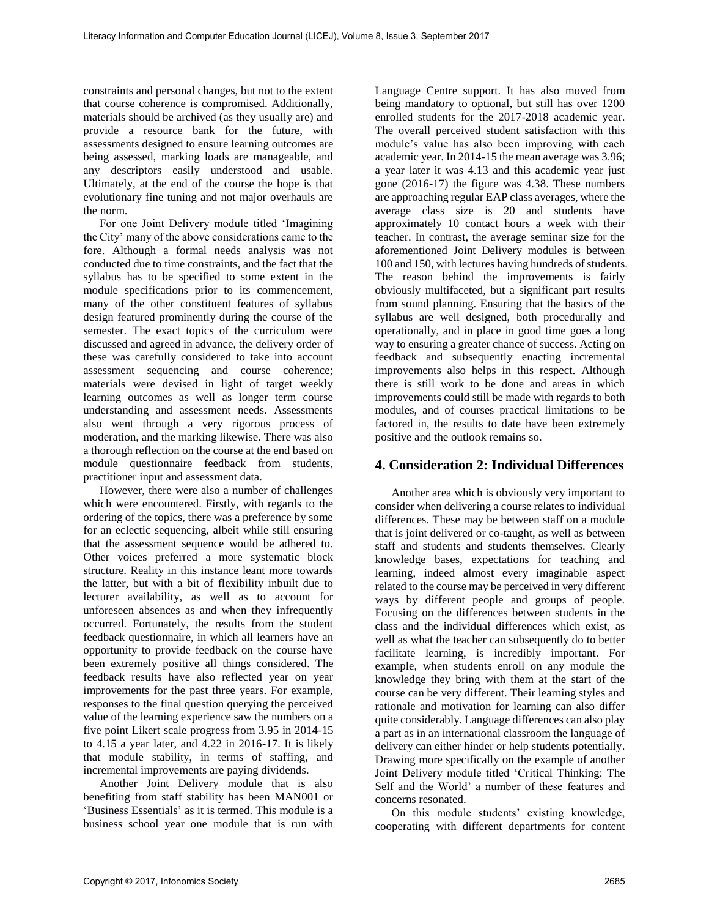constraints and personal changes, but not to the extent that course coherence is compromised. Additionally, materials should be archived (as they usually are) and provide a resource bank for the future, with assessments designed to ensure learning outcomes are being assessed, marking loads are manageable, and any descriptors easily understood and usable. Ultimately, at the end of the course the hope is that evolutionary fine tuning and not major overhauls are the norm.

For one Joint Delivery module titled 'Imagining the City' many of the above considerations came to the fore. Although a formal needs analysis was not conducted due to time constraints, and the fact that the syllabus has to be specified to some extent in the module specifications prior to its commencement, many of the other constituent features of syllabus design featured prominently during the course of the semester. The exact topics of the curriculum were discussed and agreed in advance, the delivery order of these was carefully considered to take into account assessment sequencing and course coherence; materials were devised in light of target weekly learning outcomes as well as longer term course understanding and assessment needs. Assessments also went through a very rigorous process of moderation, and the marking likewise. There was also a thorough reflection on the course at the end based on module questionnaire feedback from students, practitioner input and assessment data.

However, there were also a number of challenges which were encountered. Firstly, with regards to the ordering of the topics, there was a preference by some for an eclectic sequencing, albeit while still ensuring that the assessment sequence would be adhered to. Other voices preferred a more systematic block structure. Reality in this instance leant more towards the latter, but with a bit of flexibility inbuilt due to lecturer availability, as well as to account for unforeseen absences as and when they infrequently occurred. Fortunately, the results from the student feedback questionnaire, in which all learners have an opportunity to provide feedback on the course have been extremely positive all things considered. The feedback results have also reflected year on year improvements for the past three years. For example, responses to the final question querying the perceived value of the learning experience saw the numbers on a five point Likert scale progress from 3.95 in 2014-15 to 4.15 a year later, and 4.22 in 2016-17. It is likely that module stability, in terms of staffing, and incremental improvements are paying dividends.

Another Joint Delivery module that is also benefiting from staff stability has been MAN001 or 'Business Essentials' as it is termed. This module is a business school year one module that is run with Language Centre support. It has also moved from being mandatory to optional, but still has over 1200 enrolled students for the 2017-2018 academic year. The overall perceived student satisfaction with this module's value has also been improving with each academic year. In 2014-15 the mean average was 3.96; a year later it was 4.13 and this academic year just gone (2016-17) the figure was 4.38. These numbers are approaching regular EAP class averages, where the average class size is 20 and students have approximately 10 contact hours a week with their teacher. In contrast, the average seminar size for the aforementioned Joint Delivery modules is between 100 and 150, with lectures having hundreds of students. The reason behind the improvements is fairly obviously multifaceted, but a significant part results from sound planning. Ensuring that the basics of the syllabus are well designed, both procedurally and operationally, and in place in good time goes a long way to ensuring a greater chance of success. Acting on feedback and subsequently enacting incremental improvements also helps in this respect. Although there is still work to be done and areas in which improvements could still be made with regards to both modules, and of courses practical limitations to be factored in, the results to date have been extremely positive and the outlook remains so.

## 4. Consideration 2: Individual Differences

Another area which is obviously very important to consider when delivering a course relates to individual differences. These may be between staff on a module that is joint delivered or co-taught, as well as between staff and students and students themselves. Clearly knowledge bases, expectations for teaching and learning, indeed almost every imaginable aspect related to the course may be perceived in very different ways by different people and groups of people. Focusing on the differences between students in the class and the individual differences which exist, as well as what the teacher can subsequently do to better facilitate learning, is incredibly important. For example, when students enroll on any module the knowledge they bring with them at the start of the course can be very different. Their learning styles and rationale and motivation for learning can also differ quite considerably. Language differences can also play a part as in an international classroom the language of delivery can either hinder or help students potentially. Drawing more specifically on the example of another Joint Delivery module titled 'Critical Thinking: The Self and the World' a number of these features and concerns resonated.

On this module students' existing knowledge, cooperating with different departments for content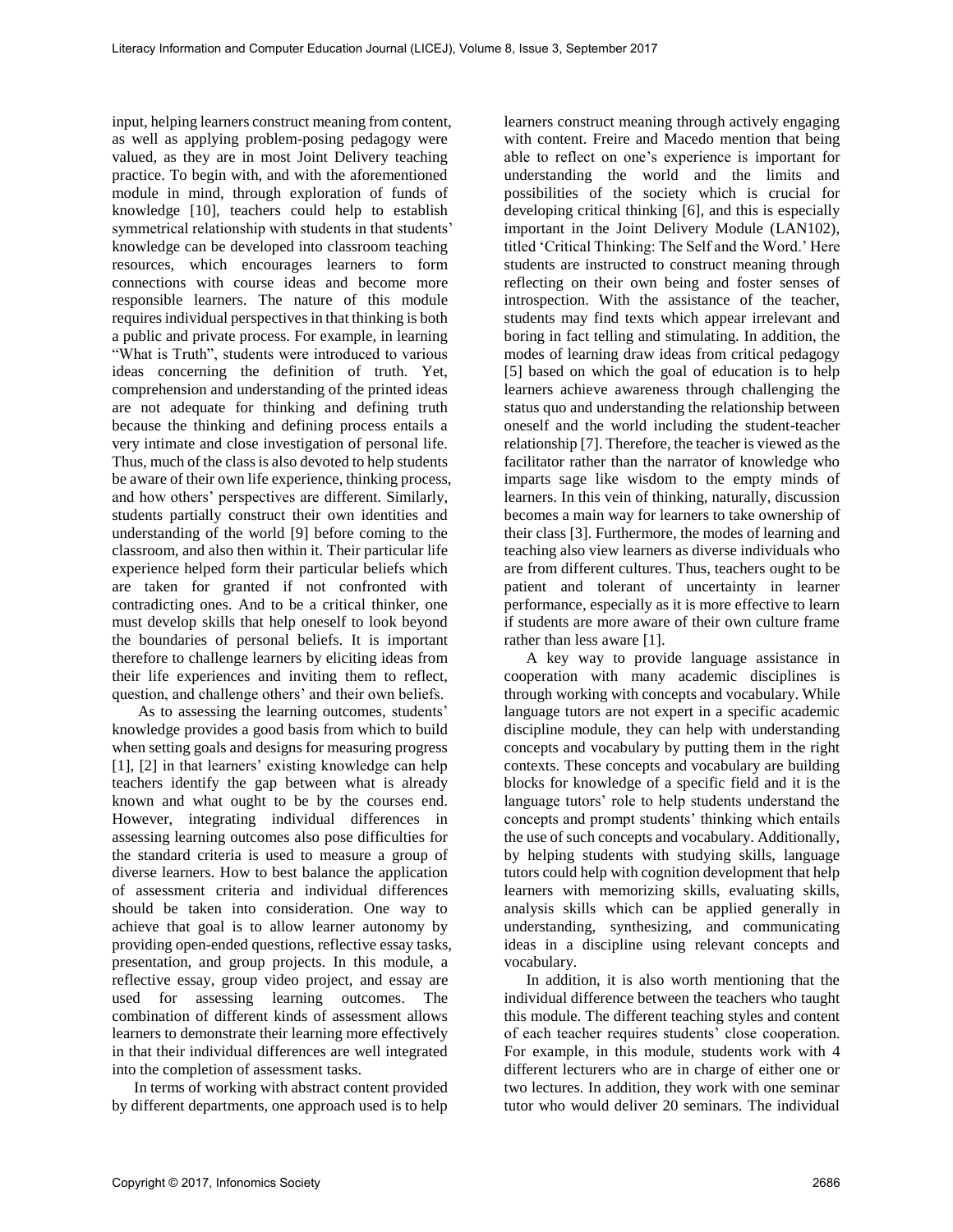input, helping learners construct meaning from content, as well as applying problem-posing pedagogy were valued, as they are in most Joint Delivery teaching practice. To begin with, and with the aforementioned module in mind, through exploration of funds of knowledge [10], teachers could help to establish symmetrical relationship with students in that students' knowledge can be developed into classroom teaching resources, which encourages learners to form connections with course ideas and become more responsible learners. The nature of this module requires individual perspectives in that thinking is both a public and private process. For example, in learning "What is Truth", students were introduced to various ideas concerning the definition of truth. Yet, comprehension and understanding of the printed ideas are not adequate for thinking and defining truth because the thinking and defining process entails a very intimate and close investigation of personal life. Thus, much of the class is also devoted to help students be aware of their own life experience, thinking process, and how others' perspectives are different. Similarly, students partially construct their own identities and understanding of the world [9] before coming to the classroom, and also then within it. Their particular life experience helped form their particular beliefs which are taken for granted if not confronted with contradicting ones. And to be a critical thinker, one must develop skills that help oneself to look beyond the boundaries of personal beliefs. It is important therefore to challenge learners by eliciting ideas from their life experiences and inviting them to reflect, question, and challenge others' and their own beliefs.

As to assessing the learning outcomes, students' knowledge provides a good basis from which to build when setting goals and designs for measuring progress [1], [2] in that learners' existing knowledge can help teachers identify the gap between what is already known and what ought to be by the courses end. However, integrating individual differences in assessing learning outcomes also pose difficulties for the standard criteria is used to measure a group of diverse learners. How to best balance the application of assessment criteria and individual differences should be taken into consideration. One way to achieve that goal is to allow learner autonomy by providing open-ended questions, reflective essay tasks, presentation, and group projects. In this module, a reflective essay, group video project, and essay are used for assessing learning outcomes. The combination of different kinds of assessment allows learners to demonstrate their learning more effectively in that their individual differences are well integrated into the completion of assessment tasks.

In terms of working with abstract content provided by different departments, one approach used is to help learners construct meaning through actively engaging with content. Freire and Macedo mention that being able to reflect on one's experience is important for understanding the world and the limits and possibilities of the society which is crucial for developing critical thinking [6], and this is especially important in the Joint Delivery Module (LAN102), titled 'Critical Thinking: The Self and the Word.' Here students are instructed to construct meaning through reflecting on their own being and foster senses of introspection. With the assistance of the teacher, students may find texts which appear irrelevant and boring in fact telling and stimulating. In addition, the modes of learning draw ideas from critical pedagogy [5] based on which the goal of education is to help learners achieve awareness through challenging the status quo and understanding the relationship between oneself and the world including the student-teacher relationship [7]. Therefore, the teacher is viewed as the facilitator rather than the narrator of knowledge who imparts sage like wisdom to the empty minds of learners. In this vein of thinking, naturally, discussion becomes a main way for learners to take ownership of their class [3]. Furthermore, the modes of learning and teaching also view learners as diverse individuals who are from different cultures. Thus, teachers ought to be patient and tolerant of uncertainty in learner performance, especially as it is more effective to learn if students are more aware of their own culture frame rather than less aware [1].

A key way to provide language assistance in cooperation with many academic disciplines is through working with concepts and vocabulary. While language tutors are not expert in a specific academic discipline module, they can help with understanding concepts and vocabulary by putting them in the right contexts. These concepts and vocabulary are building blocks for knowledge of a specific field and it is the language tutors' role to help students understand the concepts and prompt students' thinking which entails the use of such concepts and vocabulary. Additionally, by helping students with studying skills, language tutors could help with cognition development that help learners with memorizing skills, evaluating skills, analysis skills which can be applied generally in understanding, synthesizing, and communicating ideas in a discipline using relevant concepts and vocabulary.

In addition, it is also worth mentioning that the individual difference between the teachers who taught this module. The different teaching styles and content of each teacher requires students' close cooperation. For example, in this module, students work with 4 different lecturers who are in charge of either one or two lectures. In addition, they work with one seminar tutor who would deliver 20 seminars. The individual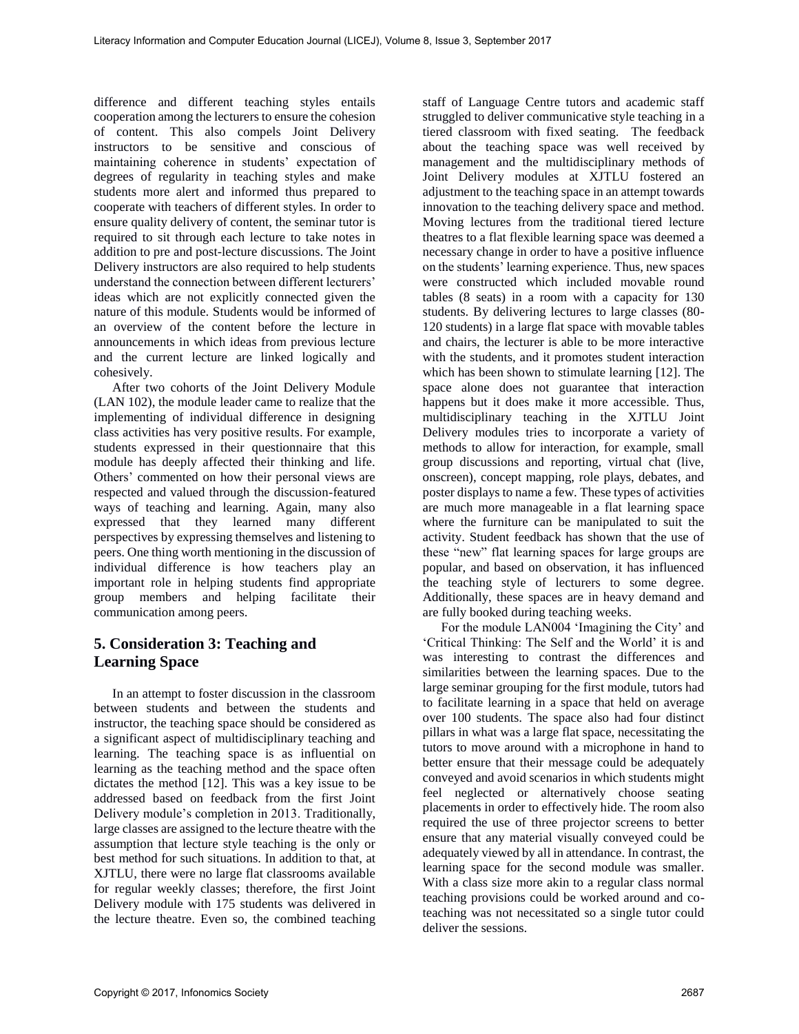difference and different teaching styles entails cooperation among the lecturers to ensure the cohesion of content. This also compels Joint Delivery instructors to be sensitive and conscious of maintaining coherence in students' expectation of degrees of regularity in teaching styles and make students more alert and informed thus prepared to cooperate with teachers of different styles. In order to ensure quality delivery of content, the seminar tutor is required to sit through each lecture to take notes in addition to pre and post-lecture discussions. The Joint Delivery instructors are also required to help students understand the connection between different lecturers' ideas which are not explicitly connected given the nature of this module. Students would be informed of an overview of the content before the lecture in announcements in which ideas from previous lecture and the current lecture are linked logically and cohesively.

After two cohorts of the Joint Delivery Module (LAN 102), the module leader came to realize that the implementing of individual difference in designing class activities has very positive results. For example, students expressed in their questionnaire that this module has deeply affected their thinking and life. Others' commented on how their personal views are respected and valued through the discussion-featured ways of teaching and learning. Again, many also expressed that they learned many different perspectives by expressing themselves and listening to peers. One thing worth mentioning in the discussion of individual difference is how teachers play an important role in helping students find appropriate group members and helping facilitate their communication among peers.

## 5. Consideration 3: Teaching and Learning Space

In an attempt to foster discussion in the classroom between students and between the students and instructor, the teaching space should be considered as a significant aspect of multidisciplinary teaching and learning. The teaching space is as influential on learning as the teaching method and the space often dictates the method [12]. This was a key issue to be addressed based on feedback from the first Joint Delivery module's completion in 2013. Traditionally, large classes are assigned to the lecture theatre with the assumption that lecture style teaching is the only or best method for such situations. In addition to that, at XJTLU, there were no large flat classrooms available for regular weekly classes; therefore, the first Joint Delivery module with 175 students was delivered in the lecture theatre. Even so, the combined teaching staff of Language Centre tutors and academic staff struggled to deliver communicative style teaching in a tiered classroom with fixed seating. The feedback about the teaching space was well received by management and the multidisciplinary methods of Joint Delivery modules at XJTLU fostered an adjustment to the teaching space in an attempt towards innovation to the teaching delivery space and method. Moving lectures from the traditional tiered lecture theatres to a flat flexible learning space was deemed a necessary change in order to have a positive influence on the students' learning experience. Thus, new spaces were constructed which included movable round tables (8 seats) in a room with a capacity for 130 students. By delivering lectures to large classes (80-120 students) in a large flat space with movable tables and chairs, the lecturer is able to be more interactive with the students, and it promotes student interaction which has been shown to stimulate learning [12]. The space alone does not guarantee that interaction happens but it does make it more accessible. Thus, multidisciplinary teaching in the XJTLU Joint Delivery modules tries to incorporate a variety of methods to allow for interaction, for example, small group discussions and reporting, virtual chat (live, onscreen), concept mapping, role plays, debates, and poster displays to name a few. These types of activities are much more manageable in a flat learning space where the furniture can be manipulated to suit the activity. Student feedback has shown that the use of these "new" flat learning spaces for large groups are popular, and based on observation, it has influenced the teaching style of lecturers to some degree. Additionally, these spaces are in heavy demand and are fully booked during teaching weeks.

For the module LAN004 'Imagining the City' and 'Critical Thinking: The Self and the World' it is and was interesting to contrast the differences and similarities between the learning spaces. Due to the large seminar grouping for the first module, tutors had to facilitate learning in a space that held on average over 100 students. The space also had four distinct pillars in what was a large flat space, necessitating the tutors to move around with a microphone in hand to better ensure that their message could be adequately conveyed and avoid scenarios in which students might feel neglected or alternatively choose seating placements in order to effectively hide. The room also required the use of three projector screens to better ensure that any material visually conveyed could be adequately viewed by all in attendance. In contrast, the learning space for the second module was smaller. With a class size more akin to a regular class normal teaching provisions could be worked around and co-teaching was not necessitated so a single tutor could deliver the sessions.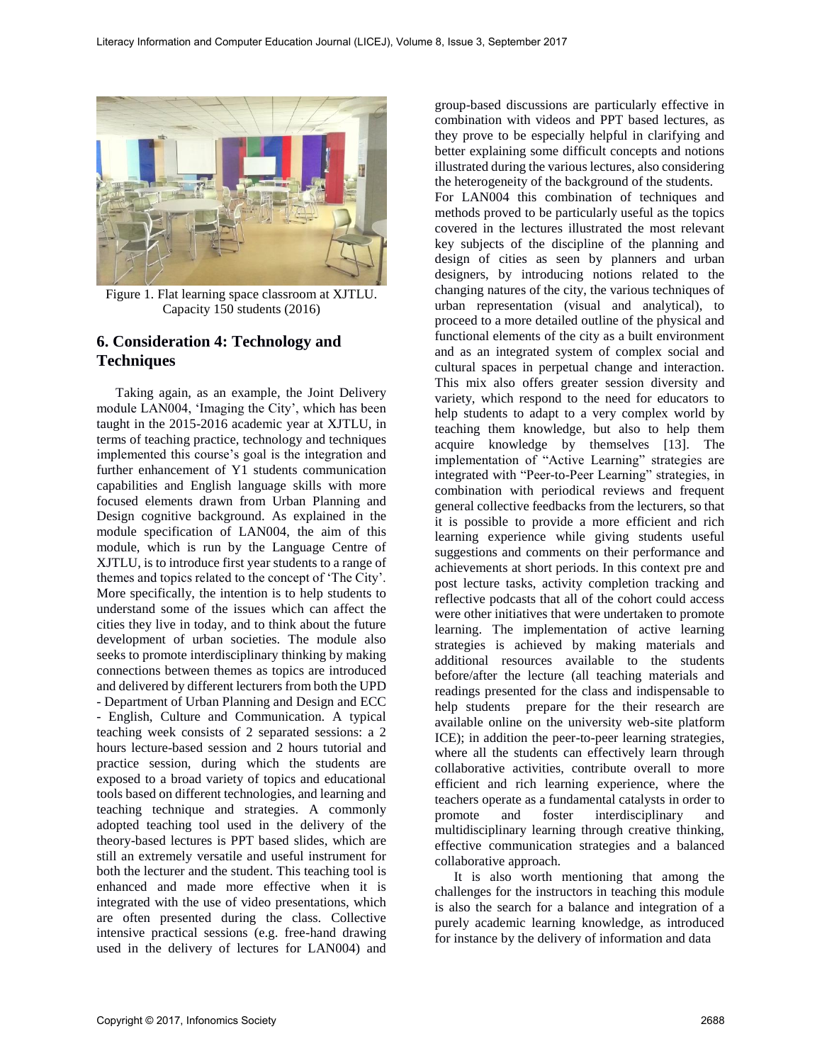Figure 1. Flat learning space classroom at XJTLU. Capacity 150 students (2016)

## 6. Consideration 4: Technology and Techniques

Taking again, as an example, the Joint Delivery module LAN004, 'Imaging the City', which has been taught in the 2015-2016 academic year at XJTLU, in terms of teaching practice, technology and techniques implemented this course's goal is the integration and further enhancement of Y1 students communication capabilities and English language skills with more focused elements drawn from Urban Planning and Design cognitive background. As explained in the module specification of LAN004, the aim of this module, which is run by the Language Centre of XJTLU, is to introduce first year students to a range of themes and topics related to the concept of 'The City'. More specifically, the intention is to help students to understand some of the issues which can affect the cities they live in today, and to think about the future development of urban societies. The module also seeks to promote interdisciplinary thinking by making connections between themes as topics are introduced and delivered by different lecturers from both the UPD - Department of Urban Planning and Design and ECC - English, Culture and Communication. A typical teaching week consists of 2 separated sessions: a 2 hours lecture-based session and 2 hours tutorial and practice session, during which the students are exposed to a broad variety of topics and educational tools based on different technologies, and learning and teaching technique and strategies. A commonly adopted teaching tool used in the delivery of the theory-based lectures is PPT based slides, which are still an extremely versatile and useful instrument for both the lecturer and the student. This teaching tool is enhanced and made more effective when it is integrated with the use of video presentations, which are often presented during the class. Collective intensive practical sessions (e.g. free-hand drawing used in the delivery of lectures for LAN004) and group-based discussions are particularly effective in combination with videos and PPT based lectures, as they prove to be especially helpful in clarifying and better explaining some difficult concepts and notions illustrated during the various lectures, also considering the heterogeneity of the background of the students.

For LAN004 this combination of techniques and methods proved to be particularly useful as the topics covered in the lectures illustrated the most relevant key subjects of the discipline of the planning and design of cities as seen by planners and urban designers, by introducing notions related to the changing natures of the city, the various techniques of urban representation (visual and analytical), to proceed to a more detailed outline of the physical and functional elements of the city as a built environment and as an integrated system of complex social and cultural spaces in perpetual change and interaction. This mix also offers greater session diversity and variety, which respond to the need for educators to help students to adapt to a very complex world by teaching them knowledge, but also to help them acquire knowledge by themselves [13]. The implementation of "Active Learning" strategies are integrated with "Peer-to-Peer Learning" strategies, in combination with periodical reviews and frequent general collective feedbacks from the lecturers, so that it is possible to provide a more efficient and rich learning experience while giving students useful suggestions and comments on their performance and achievements at short periods. In this context pre and post lecture tasks, activity completion tracking and reflective podcasts that all of the cohort could access were other initiatives that were undertaken to promote learning. The implementation of active learning strategies is achieved by making materials and additional resources available to the students before/after the lecture (all teaching materials and readings presented for the class and indispensable to help students prepare for the their research are available online on the university web-site platform ICE); in addition the peer-to-peer learning strategies, where all the students can effectively learn through collaborative activities, contribute overall to more efficient and rich learning experience, where the teachers operate as a fundamental catalysts in order to promote and foster interdisciplinary and multidisciplinary learning through creative thinking, effective communication strategies and a balanced collaborative approach.

It is also worth mentioning that among the challenges for the instructors in teaching this module is also the search for a balance and integration of a purely academic learning knowledge, as introduced for instance by the delivery of information and data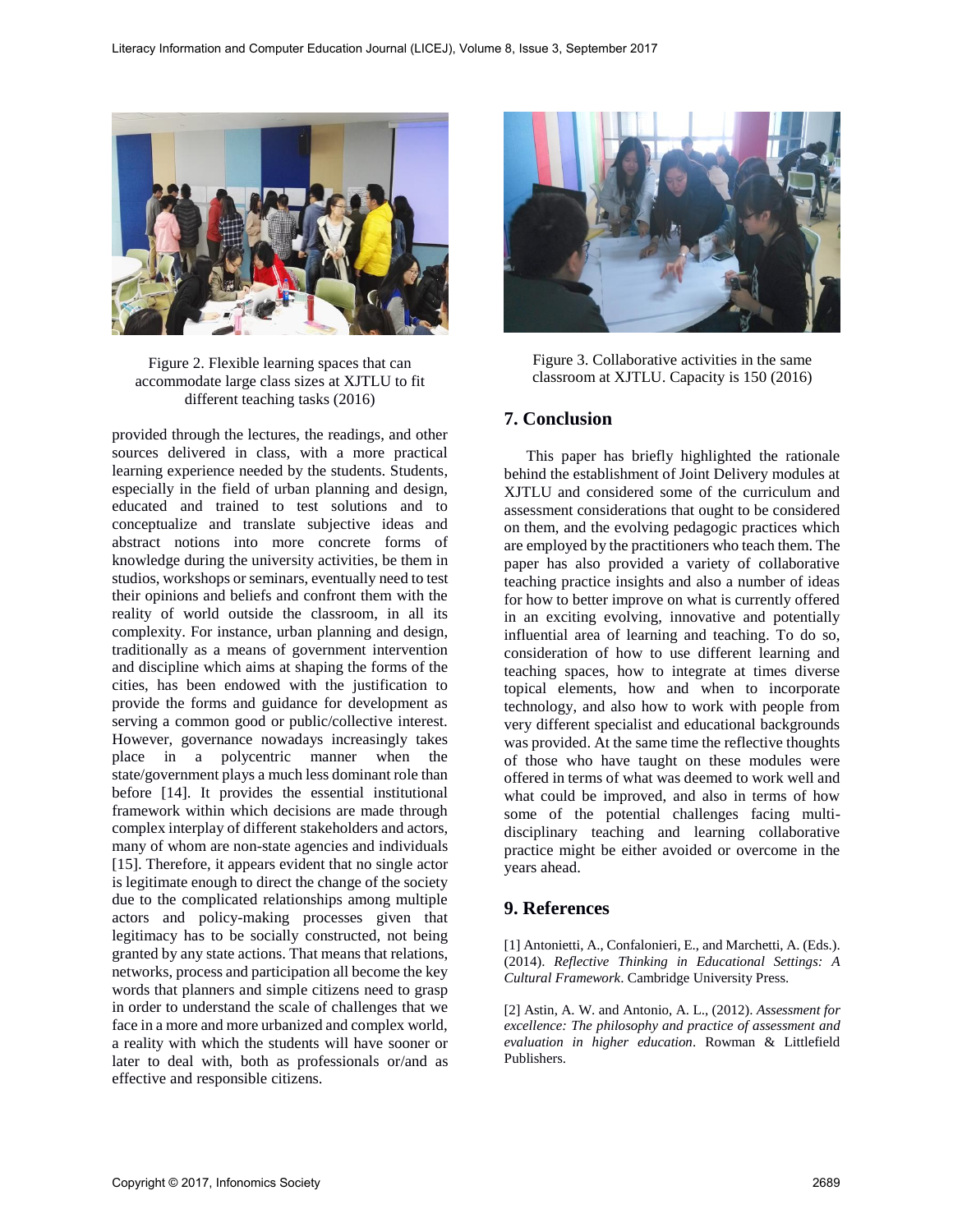Figure 2. Flexible learning spaces that can accommodate large class sizes at XJTLU to fit different teaching tasks (2016)

provided through the lectures, the readings, and other sources delivered in class, with a more practical learning experience needed by the students. Students, especially in the field of urban planning and design, educated and trained to test solutions and to conceptualize and translate subjective ideas and abstract notions into more concrete forms of knowledge during the university activities, be them in studios, workshops or seminars, eventually need to test their opinions and beliefs and confront them with the reality of world outside the classroom, in all its complexity. For instance, urban planning and design, traditionally as a means of government intervention and discipline which aims at shaping the forms of the cities, has been endowed with the justification to provide the forms and guidance for development as serving a common good or public/collective interest. However, governance nowadays increasingly takes place in a polycentric manner when the state/government plays a much less dominant role than before [14]. It provides the essential institutional framework within which decisions are made through complex interplay of different stakeholders and actors, many of whom are non-state agencies and individuals [15]. Therefore, it appears evident that no single actor is legitimate enough to direct the change of the society due to the complicated relationships among multiple actors and policy-making processes given that legitimacy has to be socially constructed, not being granted by any state actions. That means that relations, networks, process and participation all become the key words that planners and simple citizens need to grasp in order to understand the scale of challenges that we face in a more and more urbanized and complex world, a reality with which the students will have sooner or later to deal with, both as professionals or/and as effective and responsible citizens.

Figure 3. Collaborative activities in the same classroom at XJTLU. Capacity is 150 (2016)

## 7. Conclusion

This paper has briefly highlighted the rationale behind the establishment of Joint Delivery modules at XJTLU and considered some of the curriculum and assessment considerations that ought to be considered on them, and the evolving pedagogic practices which are employed by the practitioners who teach them. The paper has also provided a variety of collaborative teaching practice insights and also a number of ideas for how to better improve on what is currently offered in an exciting evolving, innovative and potentially influential area of learning and teaching. To do so, consideration of how to use different learning and teaching spaces, how to integrate at times diverse topical elements, how and when to incorporate technology, and also how to work with people from very different specialist and educational backgrounds was provided. At the same time the reflective thoughts of those who have taught on these modules were offered in terms of what was deemed to work well and what could be improved, and also in terms of how some of the potential challenges facing multi-disciplinary teaching and learning collaborative practice might be either avoided or overcome in the years ahead.

## 9. References

[1] Antonietti, A., Confalonieri, E., and Marchetti, A. (Eds.). (2014). *Reflective Thinking in Educational Settings: A Cultural Framework*. Cambridge University Press.

[2] Astin, A. W. and Antonio, A. L., (2012). *Assessment for excellence: The philosophy and practice of assessment and evaluation in higher education*. Rowman & Littlefield Publishers.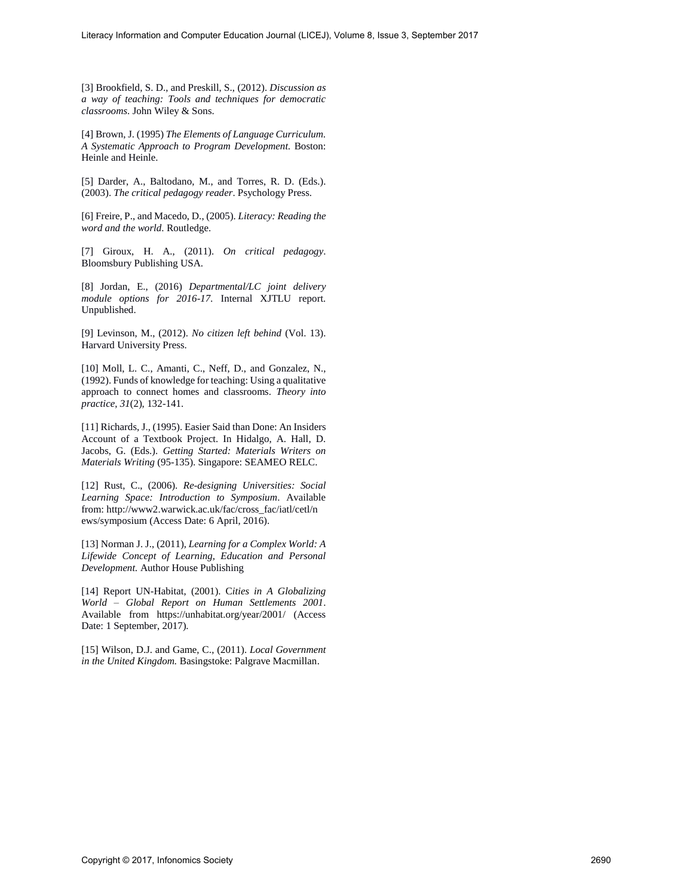[3] Brookfield, S. D., and Preskill, S., (2012). *Discussion as a way of teaching: Tools and techniques for democratic classrooms*. John Wiley & Sons.

[4] Brown, J. (1995) *The Elements of Language Curriculum. A Systematic Approach to Program Development.* Boston: Heinle and Heinle.

[5] Darder, A., Baltodano, M., and Torres, R. D. (Eds.). (2003). *The critical pedagogy reader*. Psychology Press.

[6] Freire, P., and Macedo, D., (2005). *Literacy: Reading the word and the world.* Routledge.

[7] Giroux, H. A., (2011). *On critical pedagogy*. Bloomsbury Publishing USA.

[8] Jordan, E., (2016) *Departmental/LC joint delivery module options for 2016-17.* Internal XJTLU report. Unpublished.

[9] Levinson, M., (2012). *No citizen left behind* (Vol. 13). Harvard University Press.

[10] Moll, L. C., Amanti, C., Neff, D., and Gonzalez, N., (1992). Funds of knowledge for teaching: Using a qualitative approach to connect homes and classrooms. *Theory into practice*, *31*(2), 132-141.

[11] Richards, J., (1995). Easier Said than Done: An Insiders Account of a Textbook Project. In Hidalgo, A. Hall, D. Jacobs, G. (Eds.). *Getting Started: Materials Writers on Materials Writing* (95-135). Singapore: SEAMEO RELC.

[12] Rust, C., (2006). *Re-designing Universities: Social Learning Space: Introduction to Symposium*. Available from: http://www2.warwick.ac.uk/fac/cross_fac/iatl/cetl/news/symposium (Access Date: 6 April, 2016).

[13] Norman J. J., (2011), *Learning for a Complex World: A Lifewide Concept of Learning, Education and Personal Development.* Author House Publishing

[14] Report UN-Habitat, (2001). C*ities in A Globalizing World – Global Report on Human Settlements 2001*. Available from https://unhabitat.org/year/2001/ (Access Date: 1 September, 2017).

[15] Wilson, D.J. and Game, C., (2011). *Local Government in the United Kingdom.* Basingstoke: Palgrave Macmillan.